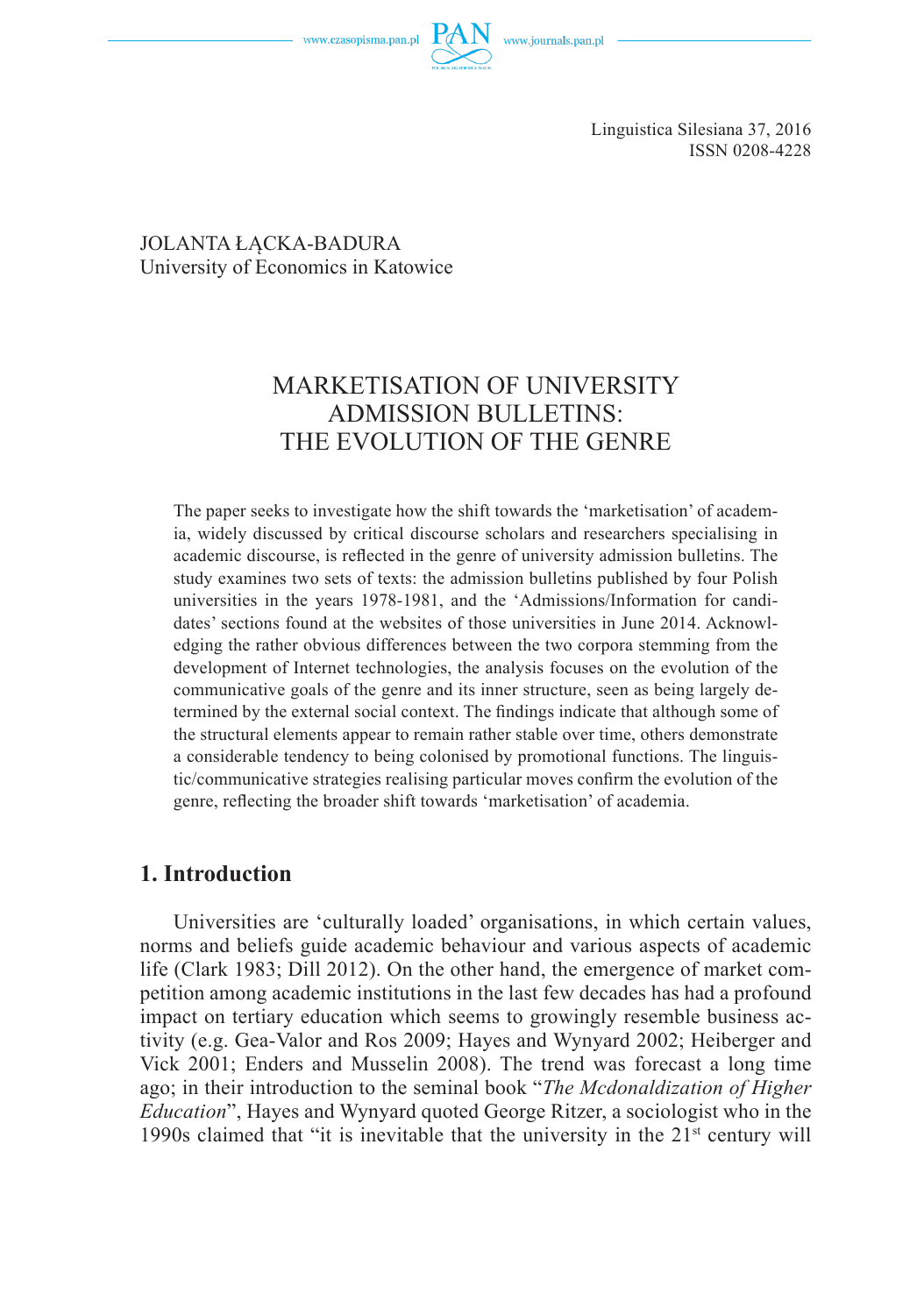Linguistica Silesiana 37, 2016
ISSN 0208-4228

JOLANTA ŁĄCKA-BADURA
University of Economics in Katowice

# MARKETISATION OF UNIVERSITY ADMISSION BULLETINS: THE EVOLUTION OF THE GENRE

The paper seeks to investigate how the shift towards the 'marketisation' of academia, widely discussed by critical discourse scholars and researchers specialising in academic discourse, is reflected in the genre of university admission bulletins. The study examines two sets of texts: the admission bulletins published by four Polish universities in the years 1978-1981, and the 'Admissions/Information for candidates' sections found at the websites of those universities in June 2014. Acknowledging the rather obvious differences between the two corpora stemming from the development of Internet technologies, the analysis focuses on the evolution of the communicative goals of the genre and its inner structure, seen as being largely determined by the external social context. The findings indicate that although some of the structural elements appear to remain rather stable over time, others demonstrate a considerable tendency to being colonised by promotional functions. The linguistic/communicative strategies realising particular moves confirm the evolution of the genre, reflecting the broader shift towards 'marketisation' of academia.

## 1. Introduction

Universities are 'culturally loaded' organisations, in which certain values, norms and beliefs guide academic behaviour and various aspects of academic life (Clark 1983; Dill 2012). On the other hand, the emergence of market competition among academic institutions in the last few decades has had a profound impact on tertiary education which seems to growingly resemble business activity (e.g. Gea-Valor and Ros 2009; Hayes and Wynyard 2002; Heiberger and Vick 2001; Enders and Musselin 2008). The trend was forecast a long time ago; in their introduction to the seminal book "*The Mcdonaldization of Higher Education*", Hayes and Wynyard quoted George Ritzer, a sociologist who in the 1990s claimed that "it is inevitable that the university in the 21st century will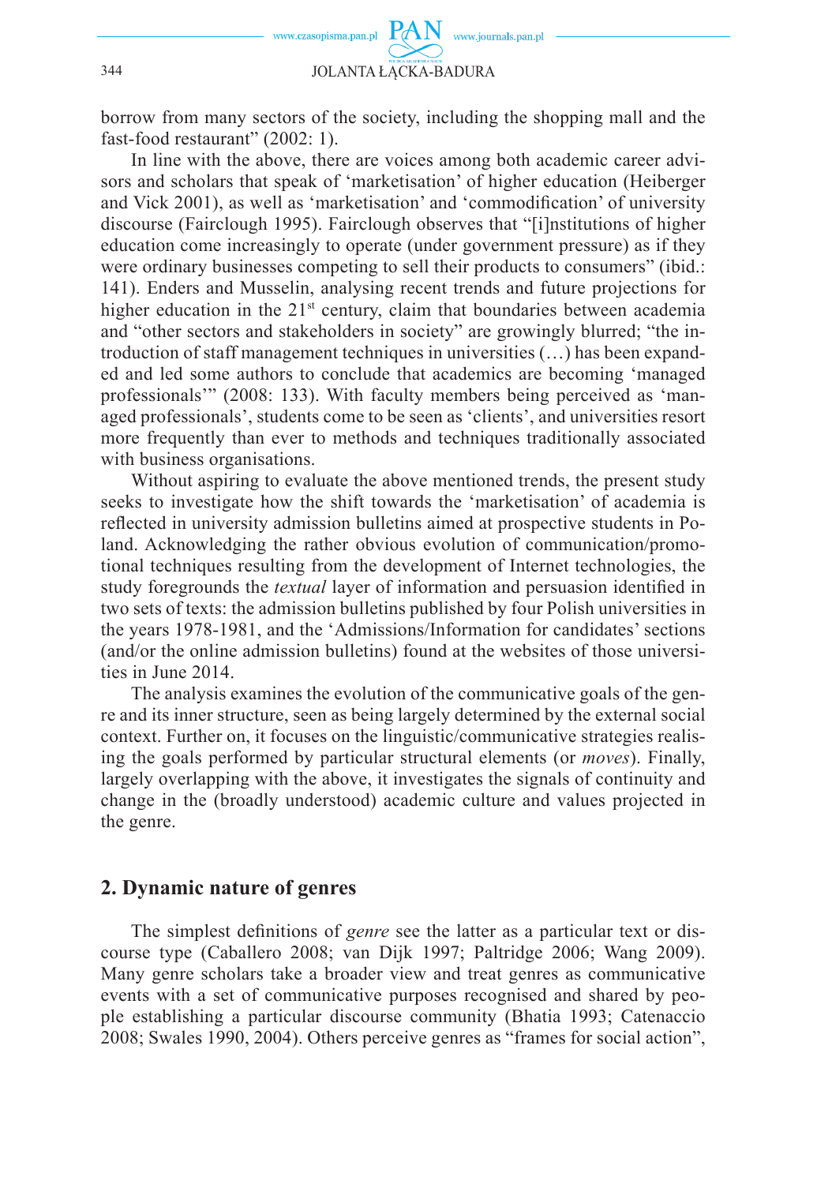borrow from many sectors of the society, including the shopping mall and the fast-food restaurant" (2002: 1).

In line with the above, there are voices among both academic career advisors and scholars that speak of 'marketisation' of higher education (Heiberger and Vick 2001), as well as 'marketisation' and 'commodification' of university discourse (Fairclough 1995). Fairclough observes that "[i]nstitutions of higher education come increasingly to operate (under government pressure) as if they were ordinary businesses competing to sell their products to consumers" (ibid.: 141). Enders and Musselin, analysing recent trends and future projections for higher education in the 21st century, claim that boundaries between academia and "other sectors and stakeholders in society" are growingly blurred; "the introduction of staff management techniques in universities (…) has been expanded and led some authors to conclude that academics are becoming 'managed professionals'" (2008: 133). With faculty members being perceived as 'managed professionals', students come to be seen as 'clients', and universities resort more frequently than ever to methods and techniques traditionally associated with business organisations.

Without aspiring to evaluate the above mentioned trends, the present study seeks to investigate how the shift towards the 'marketisation' of academia is reflected in university admission bulletins aimed at prospective students in Poland. Acknowledging the rather obvious evolution of communication/promotional techniques resulting from the development of Internet technologies, the study foregrounds the *textual* layer of information and persuasion identified in two sets of texts: the admission bulletins published by four Polish universities in the years 1978-1981, and the 'Admissions/Information for candidates' sections (and/or the online admission bulletins) found at the websites of those universities in June 2014.

The analysis examines the evolution of the communicative goals of the genre and its inner structure, seen as being largely determined by the external social context. Further on, it focuses on the linguistic/communicative strategies realising the goals performed by particular structural elements (or *moves*). Finally, largely overlapping with the above, it investigates the signals of continuity and change in the (broadly understood) academic culture and values projected in the genre.

## 2. Dynamic nature of genres

The simplest definitions of *genre* see the latter as a particular text or discourse type (Caballero 2008; van Dijk 1997; Paltridge 2006; Wang 2009). Many genre scholars take a broader view and treat genres as communicative events with a set of communicative purposes recognised and shared by people establishing a particular discourse community (Bhatia 1993; Catenaccio 2008; Swales 1990, 2004). Others perceive genres as "frames for social action",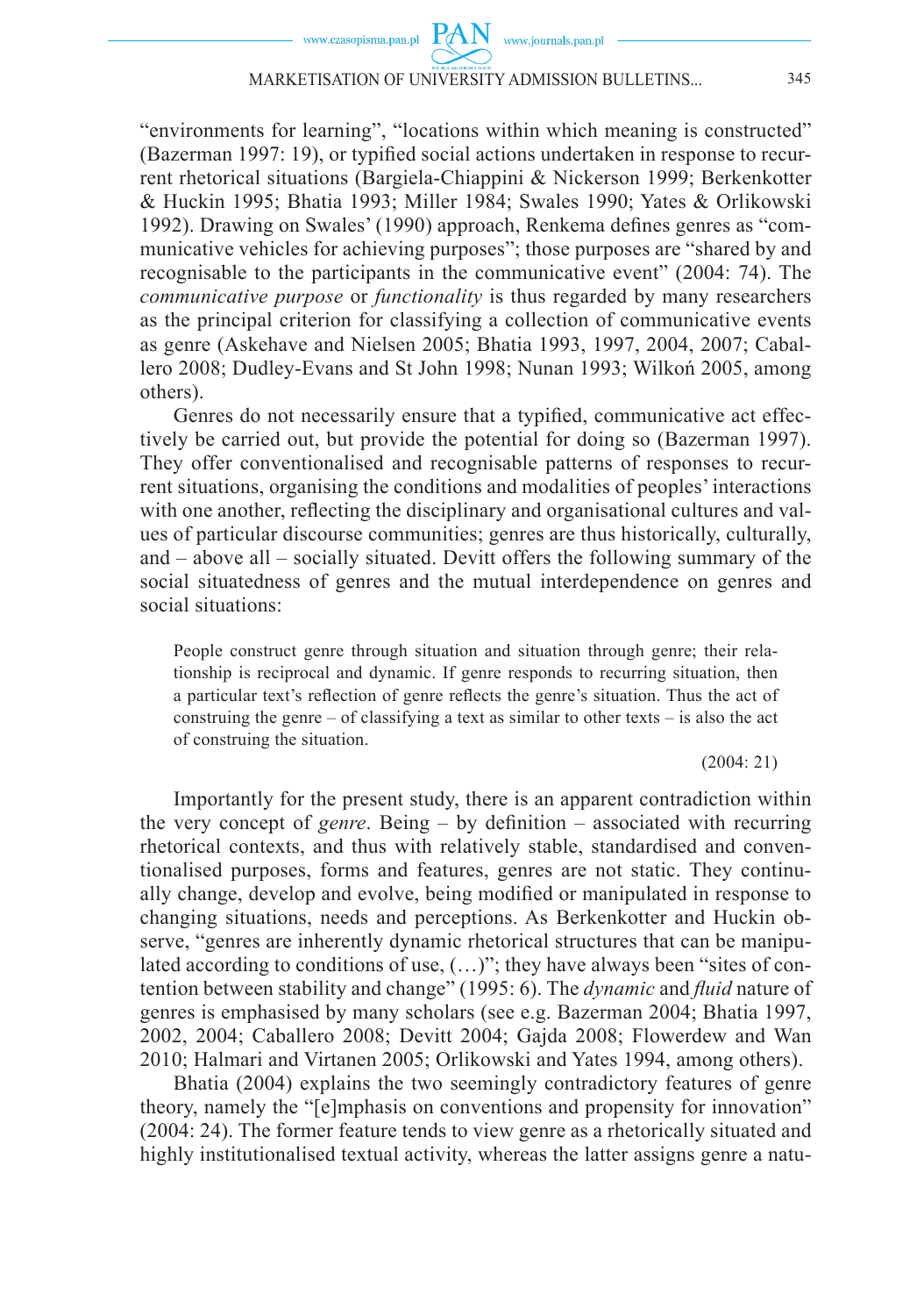"environments for learning", "locations within which meaning is constructed" (Bazerman 1997: 19), or typified social actions undertaken in response to recurrent rhetorical situations (Bargiela-Chiappini & Nickerson 1999; Berkenkotter & Huckin 1995; Bhatia 1993; Miller 1984; Swales 1990; Yates & Orlikowski 1992). Drawing on Swales' (1990) approach, Renkema defines genres as "communicative vehicles for achieving purposes"; those purposes are "shared by and recognisable to the participants in the communicative event" (2004: 74). The *communicative purpose* or *functionality* is thus regarded by many researchers as the principal criterion for classifying a collection of communicative events as genre (Askehave and Nielsen 2005; Bhatia 1993, 1997, 2004, 2007; Caballero 2008; Dudley-Evans and St John 1998; Nunan 1993; Wilkoń 2005, among others).

Genres do not necessarily ensure that a typified, communicative act effectively be carried out, but provide the potential for doing so (Bazerman 1997). They offer conventionalised and recognisable patterns of responses to recurrent situations, organising the conditions and modalities of peoples' interactions with one another, reflecting the disciplinary and organisational cultures and values of particular discourse communities; genres are thus historically, culturally, and – above all – socially situated. Devitt offers the following summary of the social situatedness of genres and the mutual interdependence on genres and social situations:

> People construct genre through situation and situation through genre; their relationship is reciprocal and dynamic. If genre responds to recurring situation, then a particular text's reflection of genre reflects the genre's situation. Thus the act of construing the genre – of classifying a text as similar to other texts – is also the act of construing the situation.
>
> (2004: 21)

Importantly for the present study, there is an apparent contradiction within the very concept of *genre*. Being – by definition – associated with recurring rhetorical contexts, and thus with relatively stable, standardised and conventionalised purposes, forms and features, genres are not static. They continually change, develop and evolve, being modified or manipulated in response to changing situations, needs and perceptions. As Berkenkotter and Huckin observe, "genres are inherently dynamic rhetorical structures that can be manipulated according to conditions of use, (…)"; they have always been "sites of contention between stability and change" (1995: 6). The *dynamic* and *fluid* nature of genres is emphasised by many scholars (see e.g. Bazerman 2004; Bhatia 1997, 2002, 2004; Caballero 2008; Devitt 2004; Gajda 2008; Flowerdew and Wan 2010; Halmari and Virtanen 2005; Orlikowski and Yates 1994, among others).

Bhatia (2004) explains the two seemingly contradictory features of genre theory, namely the "[e]mphasis on conventions and propensity for innovation" (2004: 24). The former feature tends to view genre as a rhetorically situated and highly institutionalised textual activity, whereas the latter assigns genre a natu-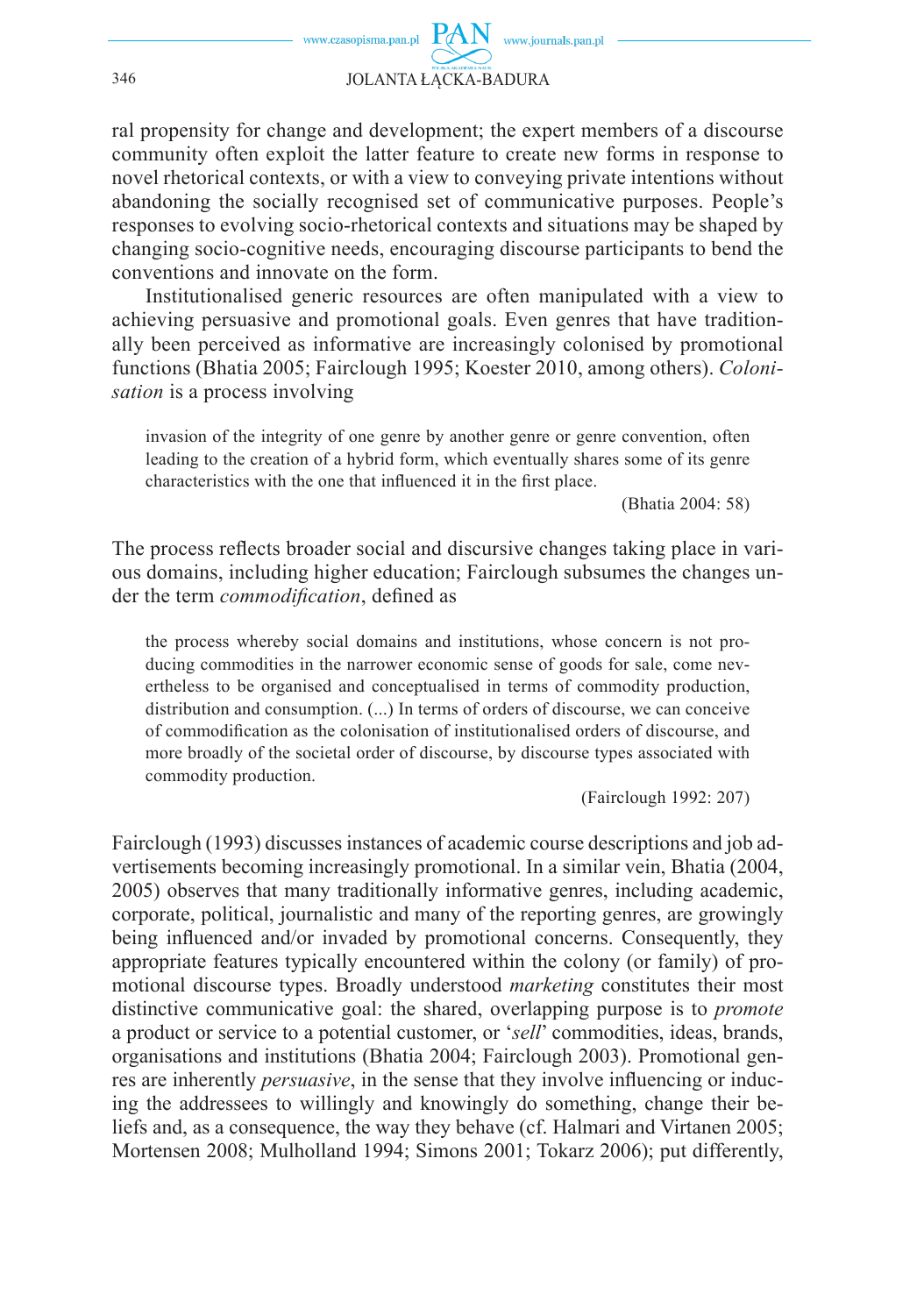ral propensity for change and development; the expert members of a discourse community often exploit the latter feature to create new forms in response to novel rhetorical contexts, or with a view to conveying private intentions without abandoning the socially recognised set of communicative purposes. People's responses to evolving socio-rhetorical contexts and situations may be shaped by changing socio-cognitive needs, encouraging discourse participants to bend the conventions and innovate on the form.

Institutionalised generic resources are often manipulated with a view to achieving persuasive and promotional goals. Even genres that have traditionally been perceived as informative are increasingly colonised by promotional functions (Bhatia 2005; Fairclough 1995; Koester 2010, among others). *Colonisation* is a process involving

> invasion of the integrity of one genre by another genre or genre convention, often leading to the creation of a hybrid form, which eventually shares some of its genre characteristics with the one that influenced it in the first place.
>
> (Bhatia 2004: 58)

The process reflects broader social and discursive changes taking place in various domains, including higher education; Fairclough subsumes the changes under the term *commodification*, defined as

> the process whereby social domains and institutions, whose concern is not producing commodities in the narrower economic sense of goods for sale, come nevertheless to be organised and conceptualised in terms of commodity production, distribution and consumption. (...) In terms of orders of discourse, we can conceive of commodification as the colonisation of institutionalised orders of discourse, and more broadly of the societal order of discourse, by discourse types associated with commodity production.
>
> (Fairclough 1992: 207)

Fairclough (1993) discusses instances of academic course descriptions and job advertisements becoming increasingly promotional. In a similar vein, Bhatia (2004, 2005) observes that many traditionally informative genres, including academic, corporate, political, journalistic and many of the reporting genres, are growingly being influenced and/or invaded by promotional concerns. Consequently, they appropriate features typically encountered within the colony (or family) of promotional discourse types. Broadly understood *marketing* constitutes their most distinctive communicative goal: the shared, overlapping purpose is to *promote* a product or service to a potential customer, or '*sell*' commodities, ideas, brands, organisations and institutions (Bhatia 2004; Fairclough 2003). Promotional genres are inherently *persuasive*, in the sense that they involve influencing or inducing the addressees to willingly and knowingly do something, change their beliefs and, as a consequence, the way they behave (cf. Halmari and Virtanen 2005; Mortensen 2008; Mulholland 1994; Simons 2001; Tokarz 2006); put differently,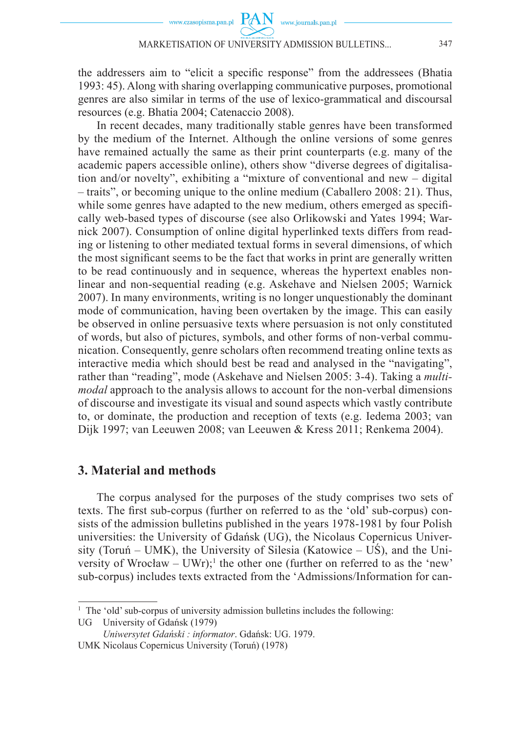the addressers aim to "elicit a specific response" from the addressees (Bhatia 1993: 45). Along with sharing overlapping communicative purposes, promotional genres are also similar in terms of the use of lexico-grammatical and discoursal resources (e.g. Bhatia 2004; Catenaccio 2008).

In recent decades, many traditionally stable genres have been transformed by the medium of the Internet. Although the online versions of some genres have remained actually the same as their print counterparts (e.g. many of the academic papers accessible online), others show "diverse degrees of digitalisation and/or novelty", exhibiting a "mixture of conventional and new – digital – traits", or becoming unique to the online medium (Caballero 2008: 21). Thus, while some genres have adapted to the new medium, others emerged as specifically web-based types of discourse (see also Orlikowski and Yates 1994; Warnick 2007). Consumption of online digital hyperlinked texts differs from reading or listening to other mediated textual forms in several dimensions, of which the most significant seems to be the fact that works in print are generally written to be read continuously and in sequence, whereas the hypertext enables non-linear and non-sequential reading (e.g. Askehave and Nielsen 2005; Warnick 2007). In many environments, writing is no longer unquestionably the dominant mode of communication, having been overtaken by the image. This can easily be observed in online persuasive texts where persuasion is not only constituted of words, but also of pictures, symbols, and other forms of non-verbal communication. Consequently, genre scholars often recommend treating online texts as interactive media which should best be read and analysed in the "navigating", rather than "reading", mode (Askehave and Nielsen 2005: 3-4). Taking a *multimodal* approach to the analysis allows to account for the non-verbal dimensions of discourse and investigate its visual and sound aspects which vastly contribute to, or dominate, the production and reception of texts (e.g. Iedema 2003; van Dijk 1997; van Leeuwen 2008; van Leeuwen & Kress 2011; Renkema 2004).

## 3. Material and methods

The corpus analysed for the purposes of the study comprises two sets of texts. The first sub-corpus (further on referred to as the 'old' sub-corpus) consists of the admission bulletins published in the years 1978-1981 by four Polish universities: the University of Gdańsk (UG), the Nicolaus Copernicus University (Toruń – UMK), the University of Silesia (Katowice – UŚ), and the University of Wrocław – UWr);[1] the other one (further on referred to as the 'new' sub-corpus) includes texts extracted from the 'Admissions/Information for can-

---

[1] The 'old' sub-corpus of university admission bulletins includes the following:

UG University of Gdańsk (1979)

*Uniwersytet Gdański : informator*. Gdańsk: UG. 1979.

UMK Nicolaus Copernicus University (Toruń) (1978)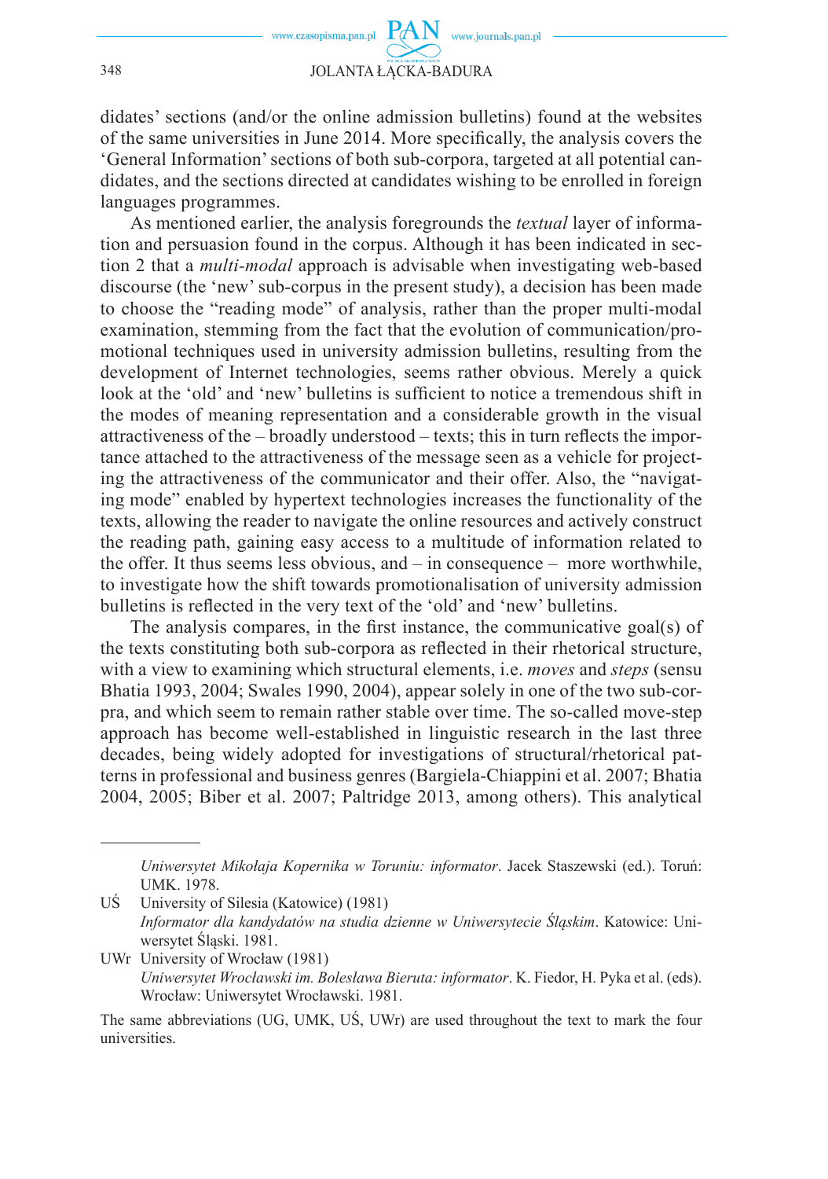didates' sections (and/or the online admission bulletins) found at the websites of the same universities in June 2014. More specifically, the analysis covers the 'General Information' sections of both sub-corpora, targeted at all potential candidates, and the sections directed at candidates wishing to be enrolled in foreign languages programmes.

As mentioned earlier, the analysis foregrounds the *textual* layer of information and persuasion found in the corpus. Although it has been indicated in section 2 that a *multi-modal* approach is advisable when investigating web-based discourse (the 'new' sub-corpus in the present study), a decision has been made to choose the "reading mode" of analysis, rather than the proper multi-modal examination, stemming from the fact that the evolution of communication/promotional techniques used in university admission bulletins, resulting from the development of Internet technologies, seems rather obvious. Merely a quick look at the 'old' and 'new' bulletins is sufficient to notice a tremendous shift in the modes of meaning representation and a considerable growth in the visual attractiveness of the – broadly understood – texts; this in turn reflects the importance attached to the attractiveness of the message seen as a vehicle for projecting the attractiveness of the communicator and their offer. Also, the "navigating mode" enabled by hypertext technologies increases the functionality of the texts, allowing the reader to navigate the online resources and actively construct the reading path, gaining easy access to a multitude of information related to the offer. It thus seems less obvious, and – in consequence – more worthwhile, to investigate how the shift towards promotionalisation of university admission bulletins is reflected in the very text of the 'old' and 'new' bulletins.

The analysis compares, in the first instance, the communicative goal(s) of the texts constituting both sub-corpora as reflected in their rhetorical structure, with a view to examining which structural elements, i.e. *moves* and *steps* (sensu Bhatia 1993, 2004; Swales 1990, 2004), appear solely in one of the two sub-corpra, and which seem to remain rather stable over time. The so-called move-step approach has become well-established in linguistic research in the last three decades, being widely adopted for investigations of structural/rhetorical patterns in professional and business genres (Bargiela-Chiappini et al. 2007; Bhatia 2004, 2005; Biber et al. 2007; Paltridge 2013, among others). This analytical

---

*Uniwersytet Mikołaja Kopernika w Toruniu: informator*. Jacek Staszewski (ed.). Toruń: UMK. 1978.

UŚ University of Silesia (Katowice) (1981)
*Informator dla kandydatów na studia dzienne w Uniwersytecie Śląskim*. Katowice: Uniwersytet Śląski. 1981.

UWr University of Wrocław (1981)
*Uniwersytet Wrocławski im. Bolesława Bieruta: informator*. K. Fiedor, H. Pyka et al. (eds). Wrocław: Uniwersytet Wrocławski. 1981.

The same abbreviations (UG, UMK, UŚ, UWr) are used throughout the text to mark the four universities.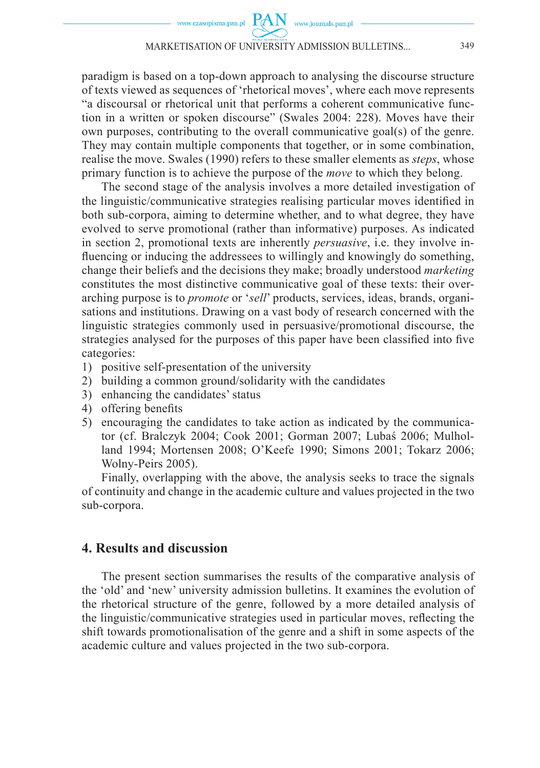paradigm is based on a top-down approach to analysing the discourse structure of texts viewed as sequences of 'rhetorical moves', where each move represents "a discoursal or rhetorical unit that performs a coherent communicative function in a written or spoken discourse" (Swales 2004: 228). Moves have their own purposes, contributing to the overall communicative goal(s) of the genre. They may contain multiple components that together, or in some combination, realise the move. Swales (1990) refers to these smaller elements as *steps*, whose primary function is to achieve the purpose of the *move* to which they belong.

The second stage of the analysis involves a more detailed investigation of the linguistic/communicative strategies realising particular moves identified in both sub-corpora, aiming to determine whether, and to what degree, they have evolved to serve promotional (rather than informative) purposes. As indicated in section 2, promotional texts are inherently *persuasive*, i.e. they involve influencing or inducing the addressees to willingly and knowingly do something, change their beliefs and the decisions they make; broadly understood *marketing* constitutes the most distinctive communicative goal of these texts: their overarching purpose is to *promote* or '*sell*' products, services, ideas, brands, organisations and institutions. Drawing on a vast body of research concerned with the linguistic strategies commonly used in persuasive/promotional discourse, the strategies analysed for the purposes of this paper have been classified into five categories:

1) positive self-presentation of the university
2) building a common ground/solidarity with the candidates
3) enhancing the candidates' status
4) offering benefits
5) encouraging the candidates to take action as indicated by the communicator (cf. Bralczyk 2004; Cook 2001; Gorman 2007; Lubaś 2006; Mulholland 1994; Mortensen 2008; O'Keefe 1990; Simons 2001; Tokarz 2006; Wolny-Peirs 2005).

Finally, overlapping with the above, the analysis seeks to trace the signals of continuity and change in the academic culture and values projected in the two sub-corpora.

## 4. Results and discussion

The present section summarises the results of the comparative analysis of the 'old' and 'new' university admission bulletins. It examines the evolution of the rhetorical structure of the genre, followed by a more detailed analysis of the linguistic/communicative strategies used in particular moves, reflecting the shift towards promotionalisation of the genre and a shift in some aspects of the academic culture and values projected in the two sub-corpora.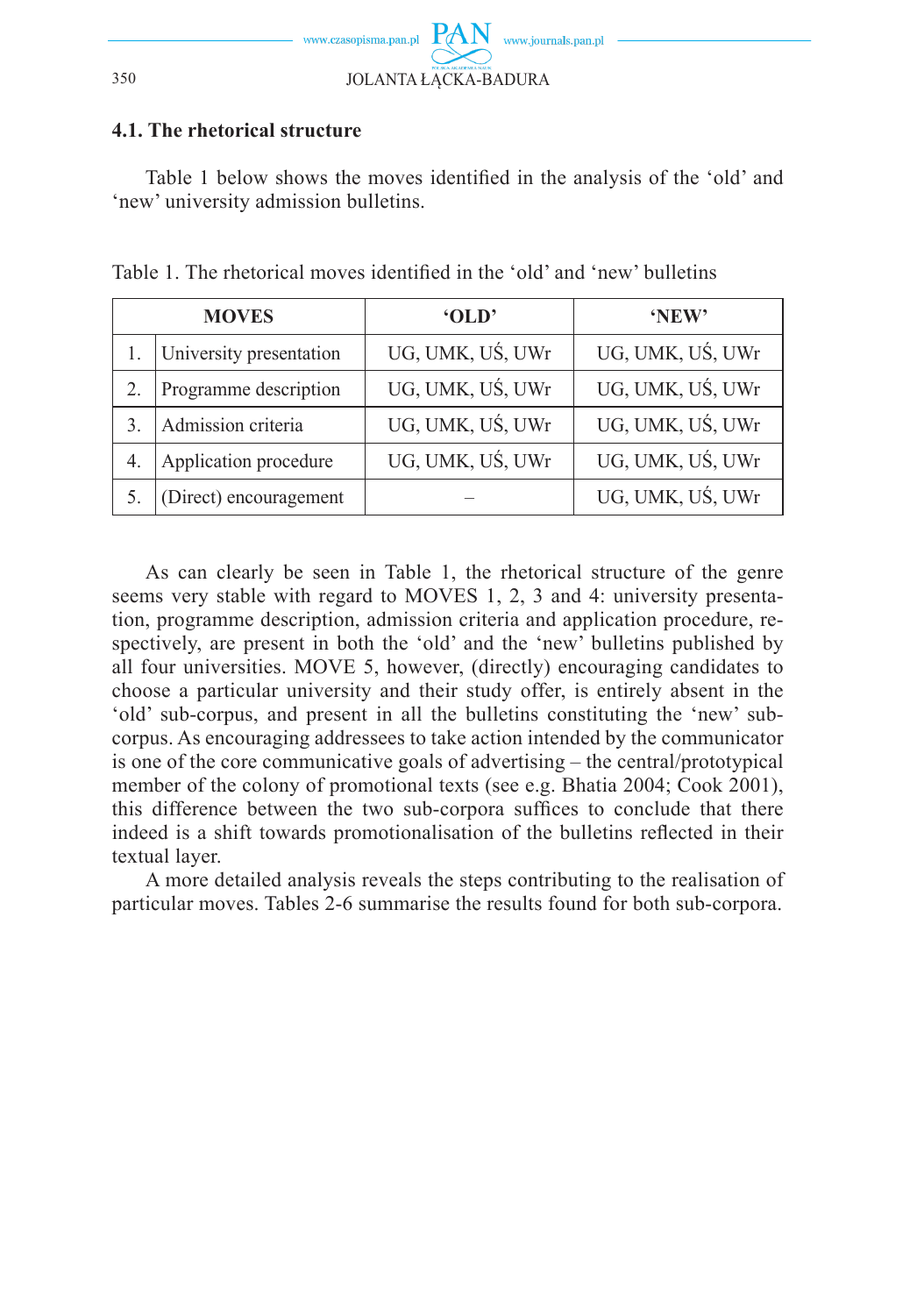### 4.1. The rhetorical structure

Table 1 below shows the moves identified in the analysis of the 'old' and 'new' university admission bulletins.

Table 1. The rhetorical moves identified in the 'old' and 'new' bulletins

| MOVES | | 'OLD' | 'NEW' |
|---|---|---|---|
| 1. | University presentation | UG, UMK, UŚ, UWr | UG, UMK, UŚ, UWr |
| 2. | Programme description | UG, UMK, UŚ, UWr | UG, UMK, UŚ, UWr |
| 3. | Admission criteria | UG, UMK, UŚ, UWr | UG, UMK, UŚ, UWr |
| 4. | Application procedure | UG, UMK, UŚ, UWr | UG, UMK, UŚ, UWr |
| 5. | (Direct) encouragement | – | UG, UMK, UŚ, UWr |

As can clearly be seen in Table 1, the rhetorical structure of the genre seems very stable with regard to MOVES 1, 2, 3 and 4: university presentation, programme description, admission criteria and application procedure, respectively, are present in both the 'old' and the 'new' bulletins published by all four universities. MOVE 5, however, (directly) encouraging candidates to choose a particular university and their study offer, is entirely absent in the 'old' sub-corpus, and present in all the bulletins constituting the 'new' sub-corpus. As encouraging addressees to take action intended by the communicator is one of the core communicative goals of advertising – the central/prototypical member of the colony of promotional texts (see e.g. Bhatia 2004; Cook 2001), this difference between the two sub-corpora suffices to conclude that there indeed is a shift towards promotionalisation of the bulletins reflected in their textual layer.

A more detailed analysis reveals the steps contributing to the realisation of particular moves. Tables 2-6 summarise the results found for both sub-corpora.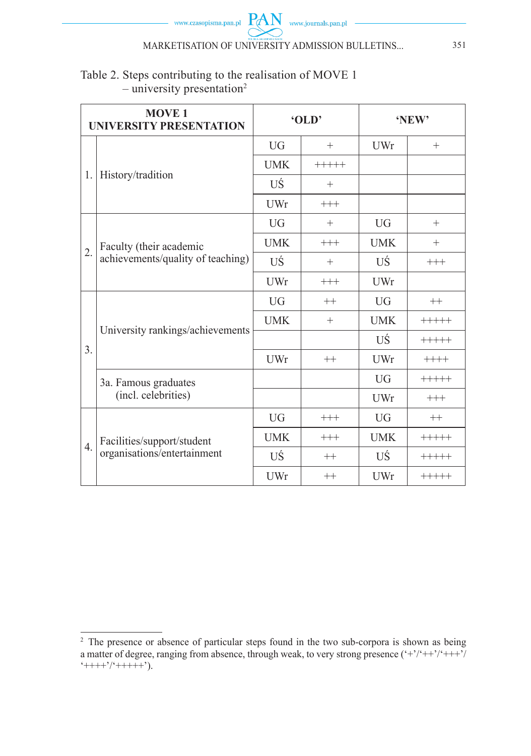Table 2. Steps contributing to the realisation of MOVE 1 – university presentation[2]

| | MOVE 1 UNIVERSITY PRESENTATION | 'OLD' | | 'NEW' | |
|---|---|---|---|---|---|
| 1. | History/tradition | UG | + | UWr | + |
| | | UMK | +++++ | | |
| | | UŚ | + | | |
| | | UWr | +++ | | |
| 2. | Faculty (their academic achievements/quality of teaching) | UG | + | UG | + |
| | | UMK | +++ | UMK | + |
| | | UŚ | + | UŚ | +++ |
| | | UWr | +++ | UWr | |
| 3. | University rankings/achievements | UG | ++ | UG | ++ |
| | | UMK | + | UMK | +++++ |
| | | | | UŚ | +++++ |
| | | UWr | ++ | UWr | ++++ |
| | 3a. Famous graduates (incl. celebrities) | | | UG | +++++ |
| | | | | UWr | +++ |
| 4. | Facilities/support/student organisations/entertainment | UG | +++ | UG | ++ |
| | | UMK | +++ | UMK | +++++ |
| | | UŚ | ++ | UŚ | +++++ |
| | | UWr | ++ | UWr | +++++ |

[2] The presence or absence of particular steps found in the two sub-corpora is shown as being a matter of degree, ranging from absence, through weak, to very strong presence ('+'/'++'/'+++'/'++++'/'+++++').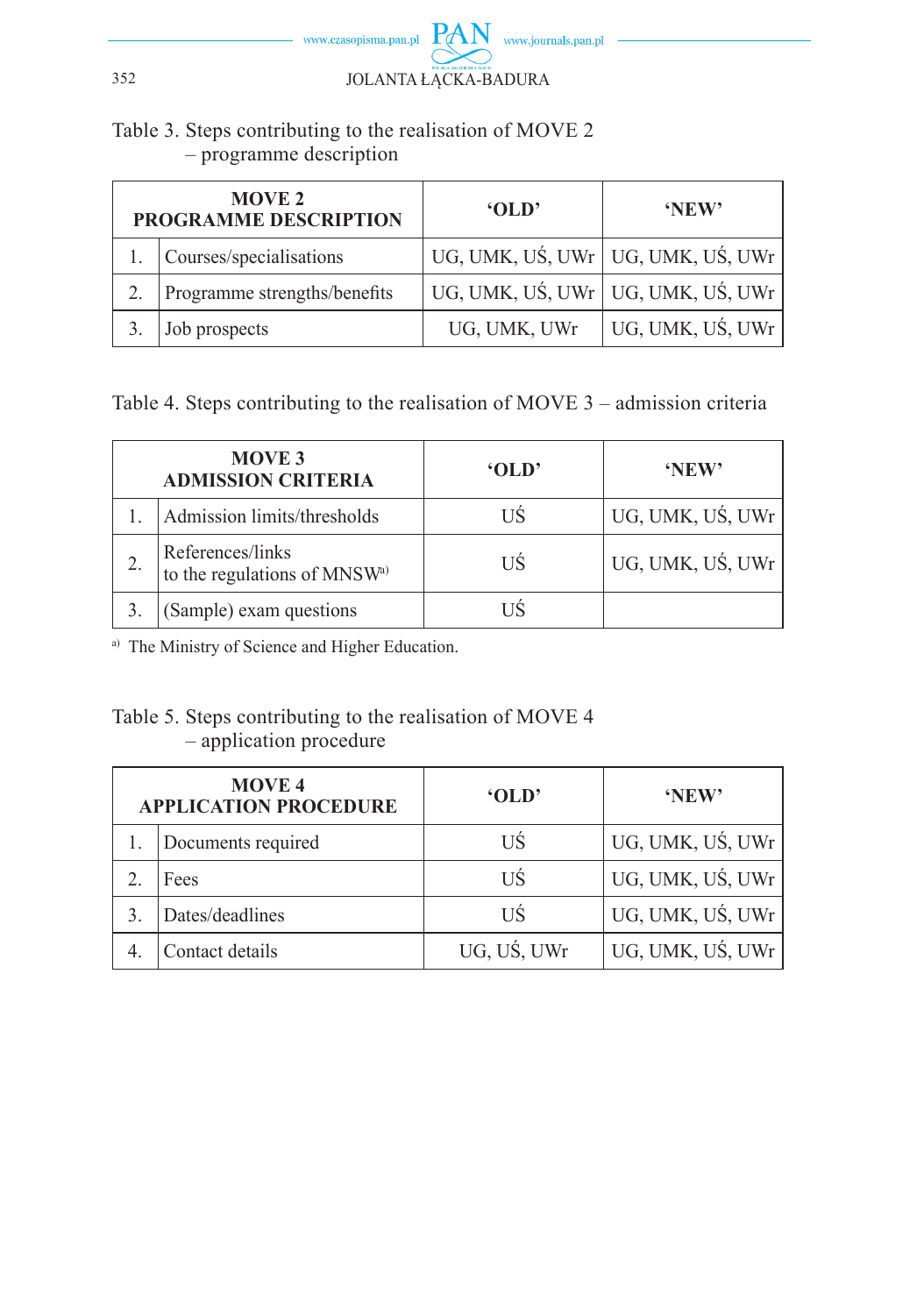Table 3. Steps contributing to the realisation of MOVE 2 – programme description

| | MOVE 2 PROGRAMME DESCRIPTION | 'OLD' | 'NEW' |
|---|---|---|---|
| 1. | Courses/specialisations | UG, UMK, UŚ, UWr | UG, UMK, UŚ, UWr |
| 2. | Programme strengths/benefits | UG, UMK, UŚ, UWr | UG, UMK, UŚ, UWr |
| 3. | Job prospects | UG, UMK, UWr | UG, UMK, UŚ, UWr |

Table 4. Steps contributing to the realisation of MOVE 3 – admission criteria

| | MOVE 3 ADMISSION CRITERIA | 'OLD' | 'NEW' |
|---|---|---|---|
| 1. | Admission limits/thresholds | UŚ | UG, UMK, UŚ, UWr |
| 2. | References/links to the regulations of MNSW[a] | UŚ | UG, UMK, UŚ, UWr |
| 3. | (Sample) exam questions | UŚ | |

[a] The Ministry of Science and Higher Education.

Table 5. Steps contributing to the realisation of MOVE 4 – application procedure

| | MOVE 4 APPLICATION PROCEDURE | 'OLD' | 'NEW' |
|---|---|---|---|
| 1. | Documents required | UŚ | UG, UMK, UŚ, UWr |
| 2. | Fees | UŚ | UG, UMK, UŚ, UWr |
| 3. | Dates/deadlines | UŚ | UG, UMK, UŚ, UWr |
| 4. | Contact details | UG, UŚ, UWr | UG, UMK, UŚ, UWr |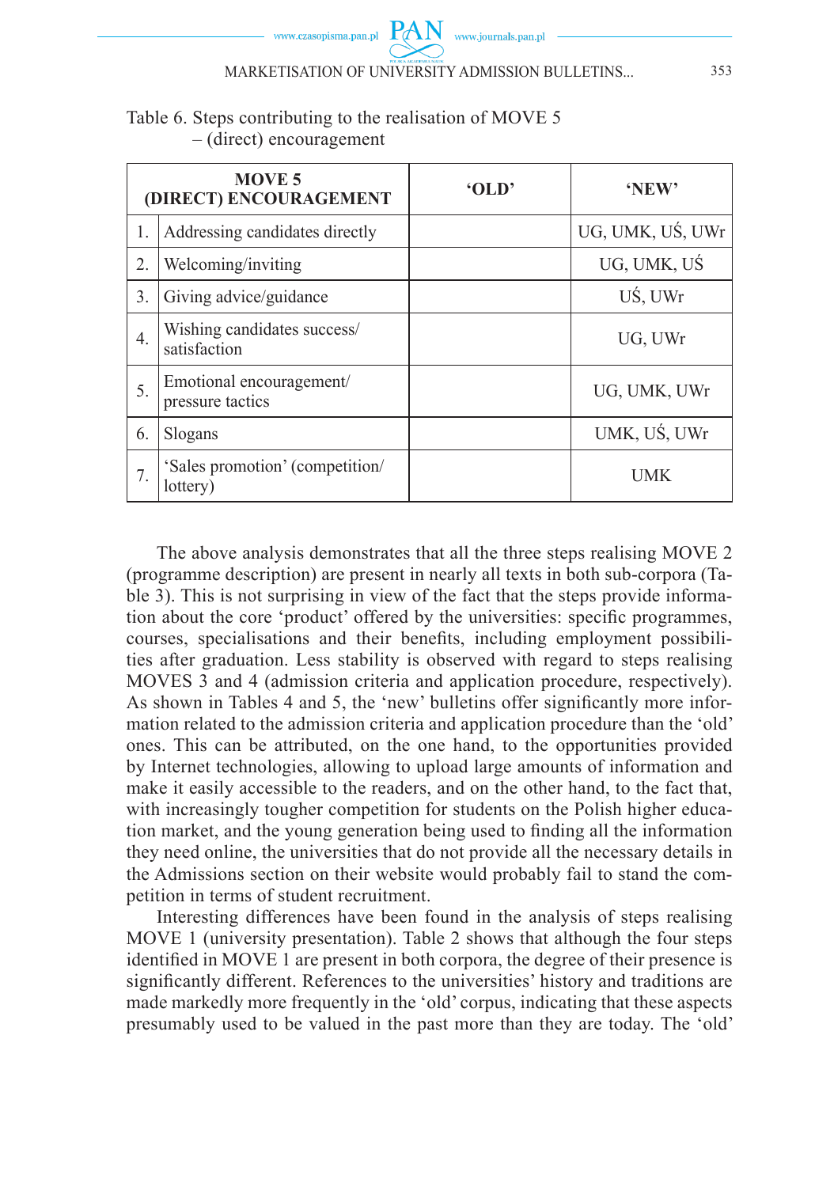Table 6. Steps contributing to the realisation of MOVE 5 – (direct) encouragement

| | MOVE 5 (DIRECT) ENCOURAGEMENT | 'OLD' | 'NEW' |
|---|---|---|---|
| 1. | Addressing candidates directly | | UG, UMK, UŚ, UWr |
| 2. | Welcoming/inviting | | UG, UMK, UŚ |
| 3. | Giving advice/guidance | | UŚ, UWr |
| 4. | Wishing candidates success/ satisfaction | | UG, UWr |
| 5. | Emotional encouragement/ pressure tactics | | UG, UMK, UWr |
| 6. | Slogans | | UMK, UŚ, UWr |
| 7. | 'Sales promotion' (competition/ lottery) | | UMK |

The above analysis demonstrates that all the three steps realising MOVE 2 (programme description) are present in nearly all texts in both sub-corpora (Table 3). This is not surprising in view of the fact that the steps provide information about the core 'product' offered by the universities: specific programmes, courses, specialisations and their benefits, including employment possibilities after graduation. Less stability is observed with regard to steps realising MOVES 3 and 4 (admission criteria and application procedure, respectively). As shown in Tables 4 and 5, the 'new' bulletins offer significantly more information related to the admission criteria and application procedure than the 'old' ones. This can be attributed, on the one hand, to the opportunities provided by Internet technologies, allowing to upload large amounts of information and make it easily accessible to the readers, and on the other hand, to the fact that, with increasingly tougher competition for students on the Polish higher education market, and the young generation being used to finding all the information they need online, the universities that do not provide all the necessary details in the Admissions section on their website would probably fail to stand the competition in terms of student recruitment.

Interesting differences have been found in the analysis of steps realising MOVE 1 (university presentation). Table 2 shows that although the four steps identified in MOVE 1 are present in both corpora, the degree of their presence is significantly different. References to the universities' history and traditions are made markedly more frequently in the 'old' corpus, indicating that these aspects presumably used to be valued in the past more than they are today. The 'old'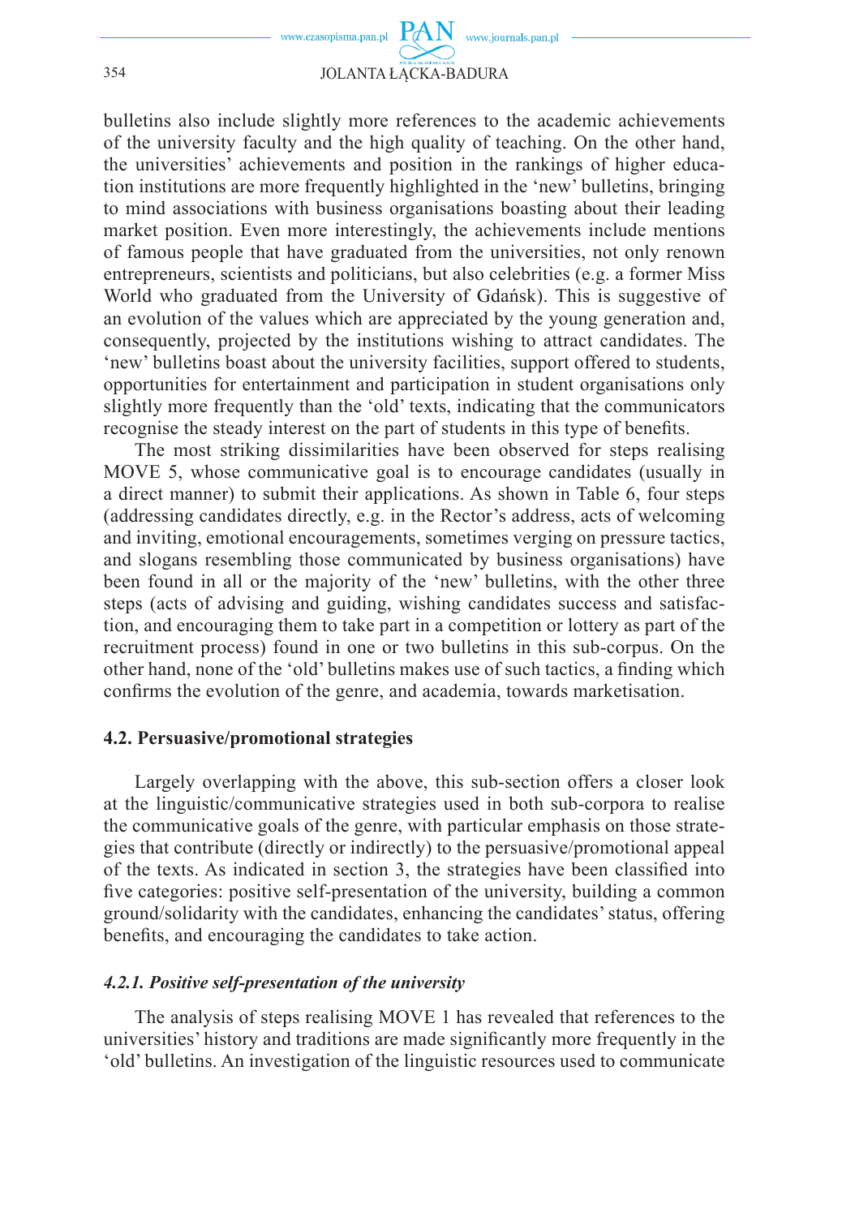bulletins also include slightly more references to the academic achievements of the university faculty and the high quality of teaching. On the other hand, the universities' achievements and position in the rankings of higher education institutions are more frequently highlighted in the 'new' bulletins, bringing to mind associations with business organisations boasting about their leading market position. Even more interestingly, the achievements include mentions of famous people that have graduated from the universities, not only renown entrepreneurs, scientists and politicians, but also celebrities (e.g. a former Miss World who graduated from the University of Gdańsk). This is suggestive of an evolution of the values which are appreciated by the young generation and, consequently, projected by the institutions wishing to attract candidates. The 'new' bulletins boast about the university facilities, support offered to students, opportunities for entertainment and participation in student organisations only slightly more frequently than the 'old' texts, indicating that the communicators recognise the steady interest on the part of students in this type of benefits.

The most striking dissimilarities have been observed for steps realising MOVE 5, whose communicative goal is to encourage candidates (usually in a direct manner) to submit their applications. As shown in Table 6, four steps (addressing candidates directly, e.g. in the Rector's address, acts of welcoming and inviting, emotional encouragements, sometimes verging on pressure tactics, and slogans resembling those communicated by business organisations) have been found in all or the majority of the 'new' bulletins, with the other three steps (acts of advising and guiding, wishing candidates success and satisfaction, and encouraging them to take part in a competition or lottery as part of the recruitment process) found in one or two bulletins in this sub-corpus. On the other hand, none of the 'old' bulletins makes use of such tactics, a finding which confirms the evolution of the genre, and academia, towards marketisation.

### 4.2. Persuasive/promotional strategies

Largely overlapping with the above, this sub-section offers a closer look at the linguistic/communicative strategies used in both sub-corpora to realise the communicative goals of the genre, with particular emphasis on those strategies that contribute (directly or indirectly) to the persuasive/promotional appeal of the texts. As indicated in section 3, the strategies have been classified into five categories: positive self-presentation of the university, building a common ground/solidarity with the candidates, enhancing the candidates' status, offering benefits, and encouraging the candidates to take action.

#### *4.2.1. Positive self-presentation of the university*

The analysis of steps realising MOVE 1 has revealed that references to the universities' history and traditions are made significantly more frequently in the 'old' bulletins. An investigation of the linguistic resources used to communicate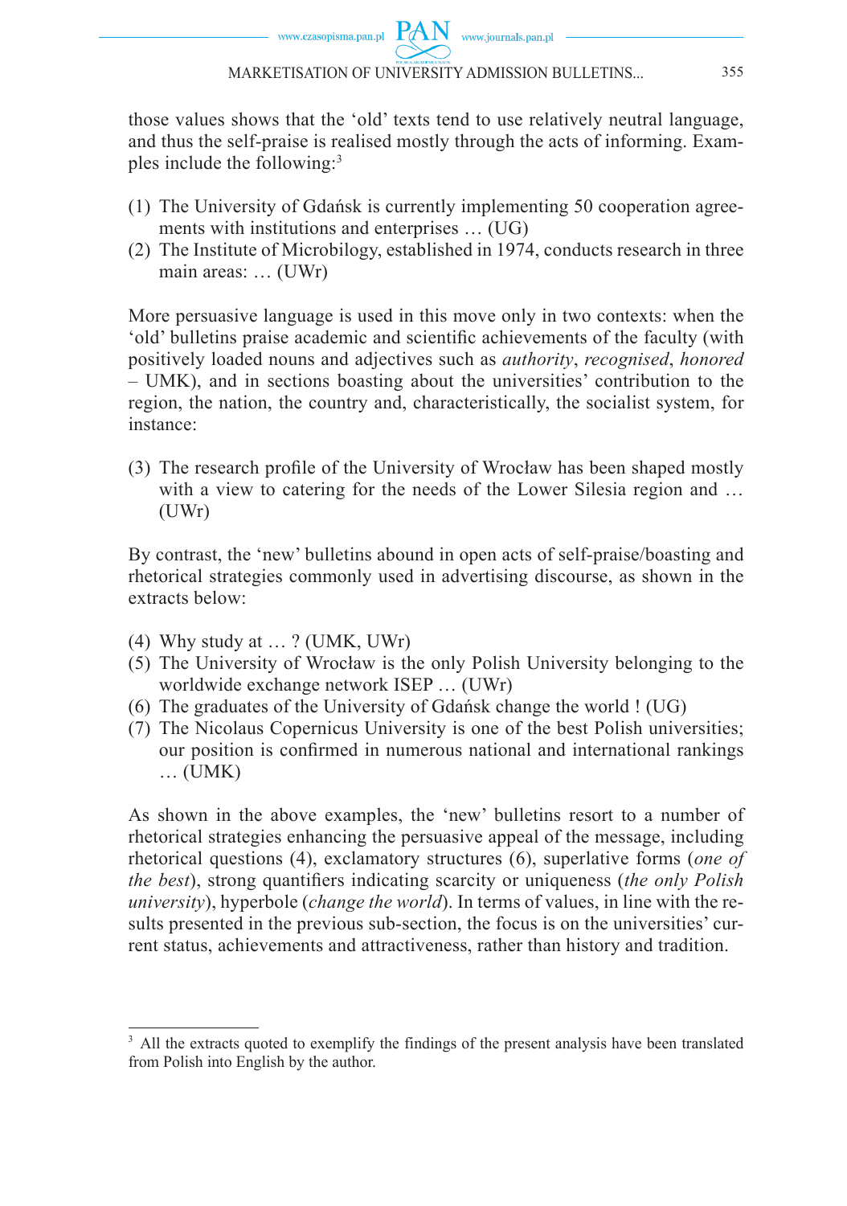those values shows that the 'old' texts tend to use relatively neutral language, and thus the self-praise is realised mostly through the acts of informing. Examples include the following:[3]

(1) The University of Gdańsk is currently implementing 50 cooperation agreements with institutions and enterprises … (UG)
(2) The Institute of Microbilogy, established in 1974, conducts research in three main areas: … (UWr)

More persuasive language is used in this move only in two contexts: when the 'old' bulletins praise academic and scientific achievements of the faculty (with positively loaded nouns and adjectives such as *authority*, *recognised*, *honored* – UMK), and in sections boasting about the universities' contribution to the region, the nation, the country and, characteristically, the socialist system, for instance:

(3) The research profile of the University of Wrocław has been shaped mostly with a view to catering for the needs of the Lower Silesia region and … (UWr)

By contrast, the 'new' bulletins abound in open acts of self-praise/boasting and rhetorical strategies commonly used in advertising discourse, as shown in the extracts below:

(4) Why study at … ? (UMK, UWr)
(5) The University of Wrocław is the only Polish University belonging to the worldwide exchange network ISEP … (UWr)
(6) The graduates of the University of Gdańsk change the world ! (UG)
(7) The Nicolaus Copernicus University is one of the best Polish universities; our position is confirmed in numerous national and international rankings … (UMK)

As shown in the above examples, the 'new' bulletins resort to a number of rhetorical strategies enhancing the persuasive appeal of the message, including rhetorical questions (4), exclamatory structures (6), superlative forms (*one of the best*), strong quantifiers indicating scarcity or uniqueness (*the only Polish university*), hyperbole (*change the world*). In terms of values, in line with the results presented in the previous sub-section, the focus is on the universities' current status, achievements and attractiveness, rather than history and tradition.

[3] All the extracts quoted to exemplify the findings of the present analysis have been translated from Polish into English by the author.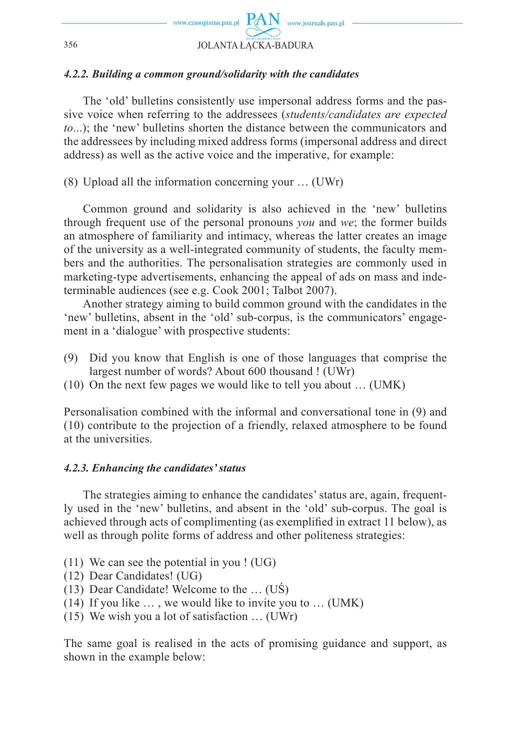#### *4.2.2. Building a common ground/solidarity with the candidates*

The 'old' bulletins consistently use impersonal address forms and the passive voice when referring to the addressees (*students/candidates are expected to*...); the 'new' bulletins shorten the distance between the communicators and the addressees by including mixed address forms (impersonal address and direct address) as well as the active voice and the imperative, for example:

(8) Upload all the information concerning your … (UWr)

Common ground and solidarity is also achieved in the 'new' bulletins through frequent use of the personal pronouns *you* and *we*; the former builds an atmosphere of familiarity and intimacy, whereas the latter creates an image of the university as a well-integrated community of students, the faculty members and the authorities. The personalisation strategies are commonly used in marketing-type advertisements, enhancing the appeal of ads on mass and indeterminable audiences (see e.g. Cook 2001; Talbot 2007).

Another strategy aiming to build common ground with the candidates in the 'new' bulletins, absent in the 'old' sub-corpus, is the communicators' engagement in a 'dialogue' with prospective students:

(9) Did you know that English is one of those languages that comprise the largest number of words? About 600 thousand ! (UWr)
(10) On the next few pages we would like to tell you about … (UMK)

Personalisation combined with the informal and conversational tone in (9) and (10) contribute to the projection of a friendly, relaxed atmosphere to be found at the universities.

#### *4.2.3. Enhancing the candidates' status*

The strategies aiming to enhance the candidates' status are, again, frequently used in the 'new' bulletins, and absent in the 'old' sub-corpus. The goal is achieved through acts of complimenting (as exemplified in extract 11 below), as well as through polite forms of address and other politeness strategies:

(11) We can see the potential in you ! (UG)
(12) Dear Candidates! (UG)
(13) Dear Candidate! Welcome to the … (UŚ)
(14) If you like … , we would like to invite you to … (UMK)
(15) We wish you a lot of satisfaction … (UWr)

The same goal is realised in the acts of promising guidance and support, as shown in the example below: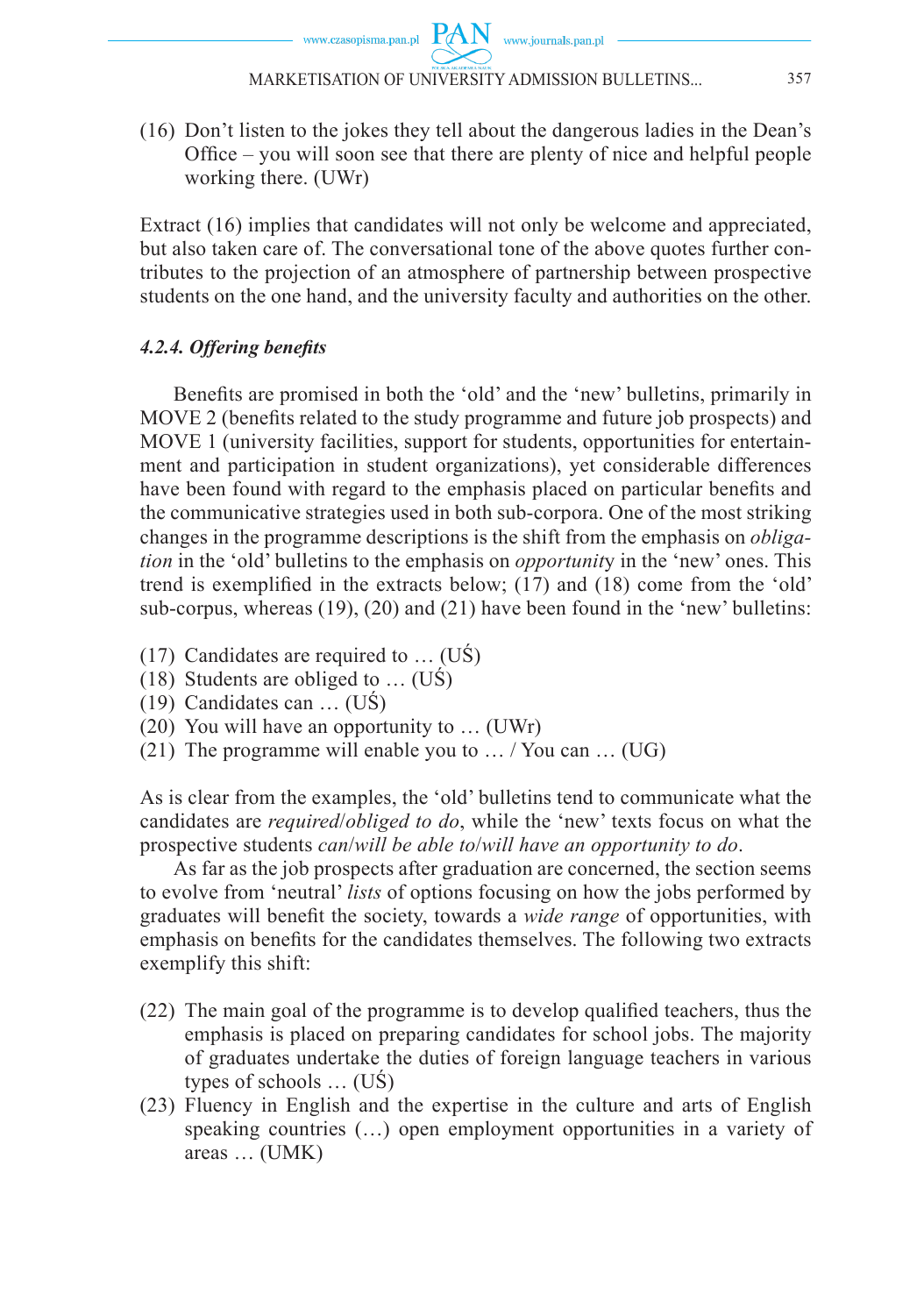(16) Don't listen to the jokes they tell about the dangerous ladies in the Dean's Office – you will soon see that there are plenty of nice and helpful people working there. (UWr)

Extract (16) implies that candidates will not only be welcome and appreciated, but also taken care of. The conversational tone of the above quotes further contributes to the projection of an atmosphere of partnership between prospective students on the one hand, and the university faculty and authorities on the other.

#### *4.2.4. Offering benefits*

Benefits are promised in both the 'old' and the 'new' bulletins, primarily in MOVE 2 (benefits related to the study programme and future job prospects) and MOVE 1 (university facilities, support for students, opportunities for entertainment and participation in student organizations), yet considerable differences have been found with regard to the emphasis placed on particular benefits and the communicative strategies used in both sub-corpora. One of the most striking changes in the programme descriptions is the shift from the emphasis on *obligation* in the 'old' bulletins to the emphasis on *opportunit*y in the 'new' ones. This trend is exemplified in the extracts below; (17) and (18) come from the 'old' sub-corpus, whereas (19), (20) and (21) have been found in the 'new' bulletins:

(17) Candidates are required to … (UŚ)
(18) Students are obliged to … (UŚ)
(19) Candidates can … (UŚ)
(20) You will have an opportunity to … (UWr)
(21) The programme will enable you to … / You can … (UG)

As is clear from the examples, the 'old' bulletins tend to communicate what the candidates are *required*/*obliged to do*, while the 'new' texts focus on what the prospective students *can*/*will be able to*/*will have an opportunity to do*.

As far as the job prospects after graduation are concerned, the section seems to evolve from 'neutral' *lists* of options focusing on how the jobs performed by graduates will benefit the society, towards a *wide range* of opportunities, with emphasis on benefits for the candidates themselves. The following two extracts exemplify this shift:

(22) The main goal of the programme is to develop qualified teachers, thus the emphasis is placed on preparing candidates for school jobs. The majority of graduates undertake the duties of foreign language teachers in various types of schools … (UŚ)
(23) Fluency in English and the expertise in the culture and arts of English speaking countries (…) open employment opportunities in a variety of areas … (UMK)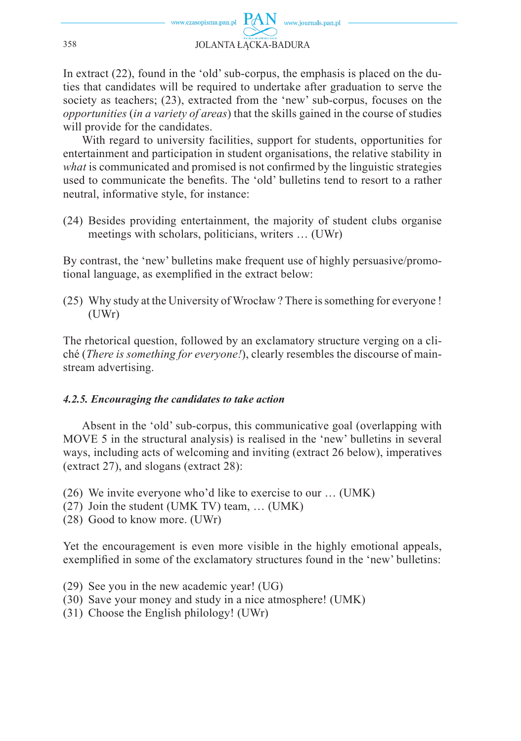In extract (22), found in the 'old' sub-corpus, the emphasis is placed on the duties that candidates will be required to undertake after graduation to serve the society as teachers; (23), extracted from the 'new' sub-corpus, focuses on the *opportunities* (*in a variety of areas*) that the skills gained in the course of studies will provide for the candidates.

With regard to university facilities, support for students, opportunities for entertainment and participation in student organisations, the relative stability in *what* is communicated and promised is not confirmed by the linguistic strategies used to communicate the benefits. The 'old' bulletins tend to resort to a rather neutral, informative style, for instance:

(24) Besides providing entertainment, the majority of student clubs organise meetings with scholars, politicians, writers … (UWr)

By contrast, the 'new' bulletins make frequent use of highly persuasive/promotional language, as exemplified in the extract below:

(25) Why study at the University of Wrocław ? There is something for everyone ! (UWr)

The rhetorical question, followed by an exclamatory structure verging on a cliché (*There is something for everyone!*), clearly resembles the discourse of mainstream advertising.

#### *4.2.5. Encouraging the candidates to take action*

Absent in the 'old' sub-corpus, this communicative goal (overlapping with MOVE 5 in the structural analysis) is realised in the 'new' bulletins in several ways, including acts of welcoming and inviting (extract 26 below), imperatives (extract 27), and slogans (extract 28):

(26) We invite everyone who'd like to exercise to our … (UMK)
(27) Join the student (UMK TV) team, … (UMK)
(28) Good to know more. (UWr)

Yet the encouragement is even more visible in the highly emotional appeals, exemplified in some of the exclamatory structures found in the 'new' bulletins:

(29) See you in the new academic year! (UG)
(30) Save your money and study in a nice atmosphere! (UMK)
(31) Choose the English philology! (UWr)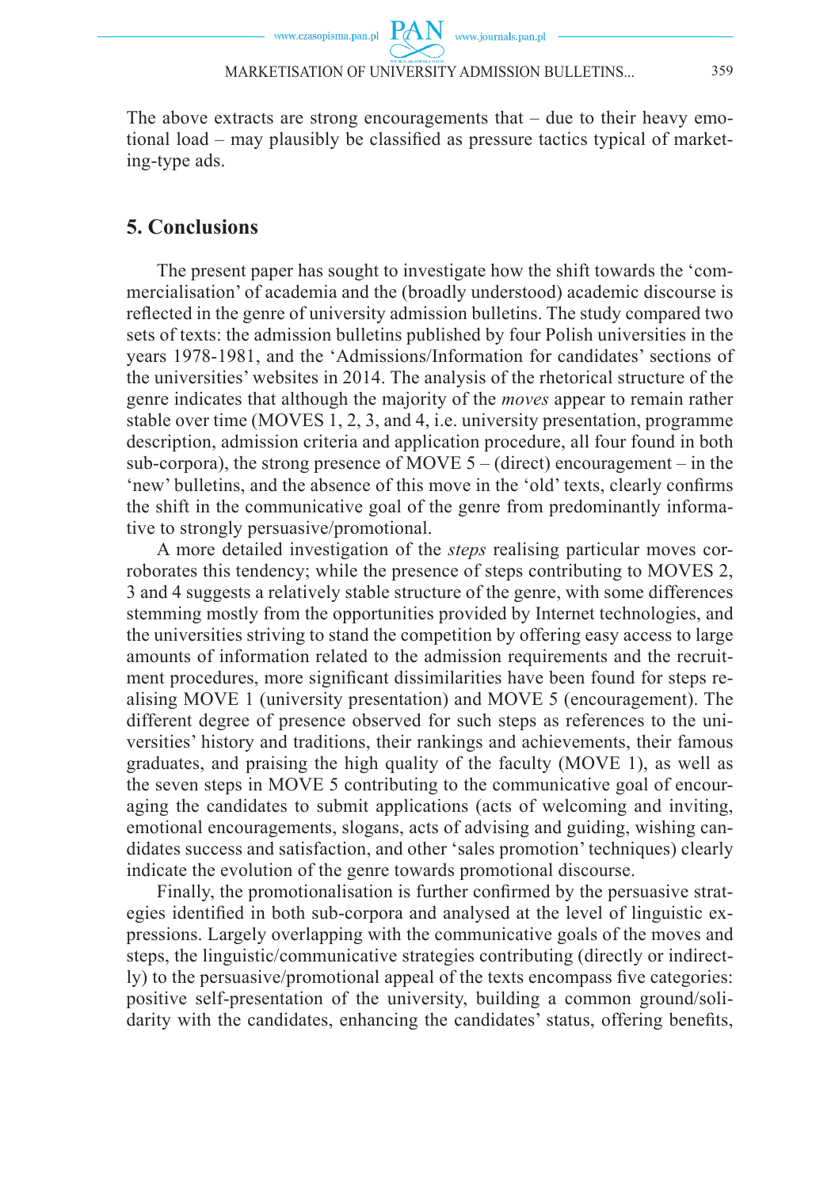The above extracts are strong encouragements that – due to their heavy emotional load – may plausibly be classified as pressure tactics typical of marketing-type ads.

## 5. Conclusions

The present paper has sought to investigate how the shift towards the 'commercialisation' of academia and the (broadly understood) academic discourse is reflected in the genre of university admission bulletins. The study compared two sets of texts: the admission bulletins published by four Polish universities in the years 1978-1981, and the 'Admissions/Information for candidates' sections of the universities' websites in 2014. The analysis of the rhetorical structure of the genre indicates that although the majority of the *moves* appear to remain rather stable over time (MOVES 1, 2, 3, and 4, i.e. university presentation, programme description, admission criteria and application procedure, all four found in both sub-corpora), the strong presence of MOVE 5 – (direct) encouragement – in the 'new' bulletins, and the absence of this move in the 'old' texts, clearly confirms the shift in the communicative goal of the genre from predominantly informative to strongly persuasive/promotional.

A more detailed investigation of the *steps* realising particular moves corroborates this tendency; while the presence of steps contributing to MOVES 2, 3 and 4 suggests a relatively stable structure of the genre, with some differences stemming mostly from the opportunities provided by Internet technologies, and the universities striving to stand the competition by offering easy access to large amounts of information related to the admission requirements and the recruitment procedures, more significant dissimilarities have been found for steps realising MOVE 1 (university presentation) and MOVE 5 (encouragement). The different degree of presence observed for such steps as references to the universities' history and traditions, their rankings and achievements, their famous graduates, and praising the high quality of the faculty (MOVE 1), as well as the seven steps in MOVE 5 contributing to the communicative goal of encouraging the candidates to submit applications (acts of welcoming and inviting, emotional encouragements, slogans, acts of advising and guiding, wishing candidates success and satisfaction, and other 'sales promotion' techniques) clearly indicate the evolution of the genre towards promotional discourse.

Finally, the promotionalisation is further confirmed by the persuasive strategies identified in both sub-corpora and analysed at the level of linguistic expressions. Largely overlapping with the communicative goals of the moves and steps, the linguistic/communicative strategies contributing (directly or indirectly) to the persuasive/promotional appeal of the texts encompass five categories: positive self-presentation of the university, building a common ground/solidarity with the candidates, enhancing the candidates' status, offering benefits,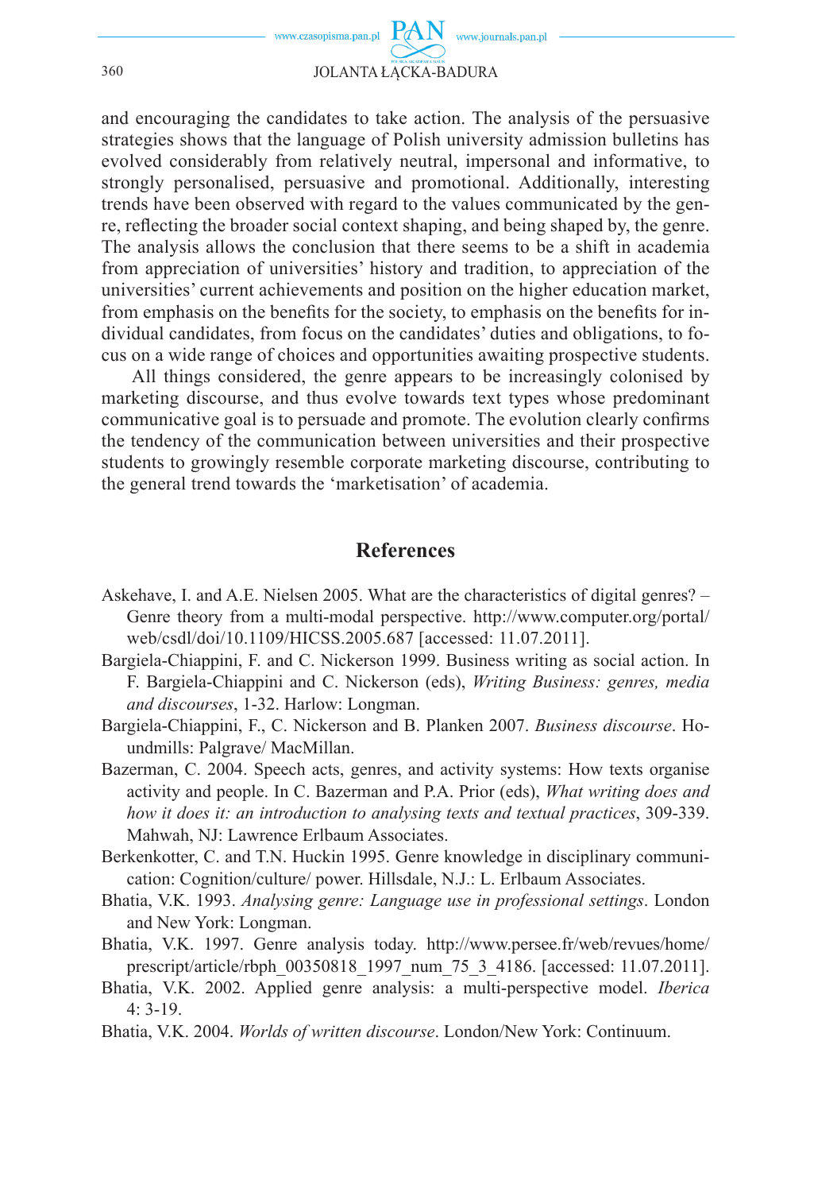and encouraging the candidates to take action. The analysis of the persuasive strategies shows that the language of Polish university admission bulletins has evolved considerably from relatively neutral, impersonal and informative, to strongly personalised, persuasive and promotional. Additionally, interesting trends have been observed with regard to the values communicated by the genre, reflecting the broader social context shaping, and being shaped by, the genre. The analysis allows the conclusion that there seems to be a shift in academia from appreciation of universities' history and tradition, to appreciation of the universities' current achievements and position on the higher education market, from emphasis on the benefits for the society, to emphasis on the benefits for individual candidates, from focus on the candidates' duties and obligations, to focus on a wide range of choices and opportunities awaiting prospective students.

All things considered, the genre appears to be increasingly colonised by marketing discourse, and thus evolve towards text types whose predominant communicative goal is to persuade and promote. The evolution clearly confirms the tendency of the communication between universities and their prospective students to growingly resemble corporate marketing discourse, contributing to the general trend towards the 'marketisation' of academia.

## References

Askehave, I. and A.E. Nielsen 2005. What are the characteristics of digital genres? – Genre theory from a multi-modal perspective. http://www.computer.org/portal/web/csdl/doi/10.1109/HICSS.2005.687 [accessed: 11.07.2011].

Bargiela-Chiappini, F. and C. Nickerson 1999. Business writing as social action. In F. Bargiela-Chiappini and C. Nickerson (eds), *Writing Business: genres, media and discourses*, 1-32. Harlow: Longman.

Bargiela-Chiappini, F., C. Nickerson and B. Planken 2007. *Business discourse*. Houndmills: Palgrave/ MacMillan.

Bazerman, C. 2004. Speech acts, genres, and activity systems: How texts organise activity and people. In C. Bazerman and P.A. Prior (eds), *What writing does and how it does it: an introduction to analysing texts and textual practices*, 309-339. Mahwah, NJ: Lawrence Erlbaum Associates.

Berkenkotter, C. and T.N. Huckin 1995. Genre knowledge in disciplinary communication: Cognition/culture/ power. Hillsdale, N.J.: L. Erlbaum Associates.

Bhatia, V.K. 1993. *Analysing genre: Language use in professional settings*. London and New York: Longman.

Bhatia, V.K. 1997. Genre analysis today. http://www.persee.fr/web/revues/home/prescript/article/rbph_00350818_1997_num_75_3_4186. [accessed: 11.07.2011].

Bhatia, V.K. 2002. Applied genre analysis: a multi-perspective model. *Iberica* 4: 3-19.

Bhatia, V.K. 2004. *Worlds of written discourse*. London/New York: Continuum.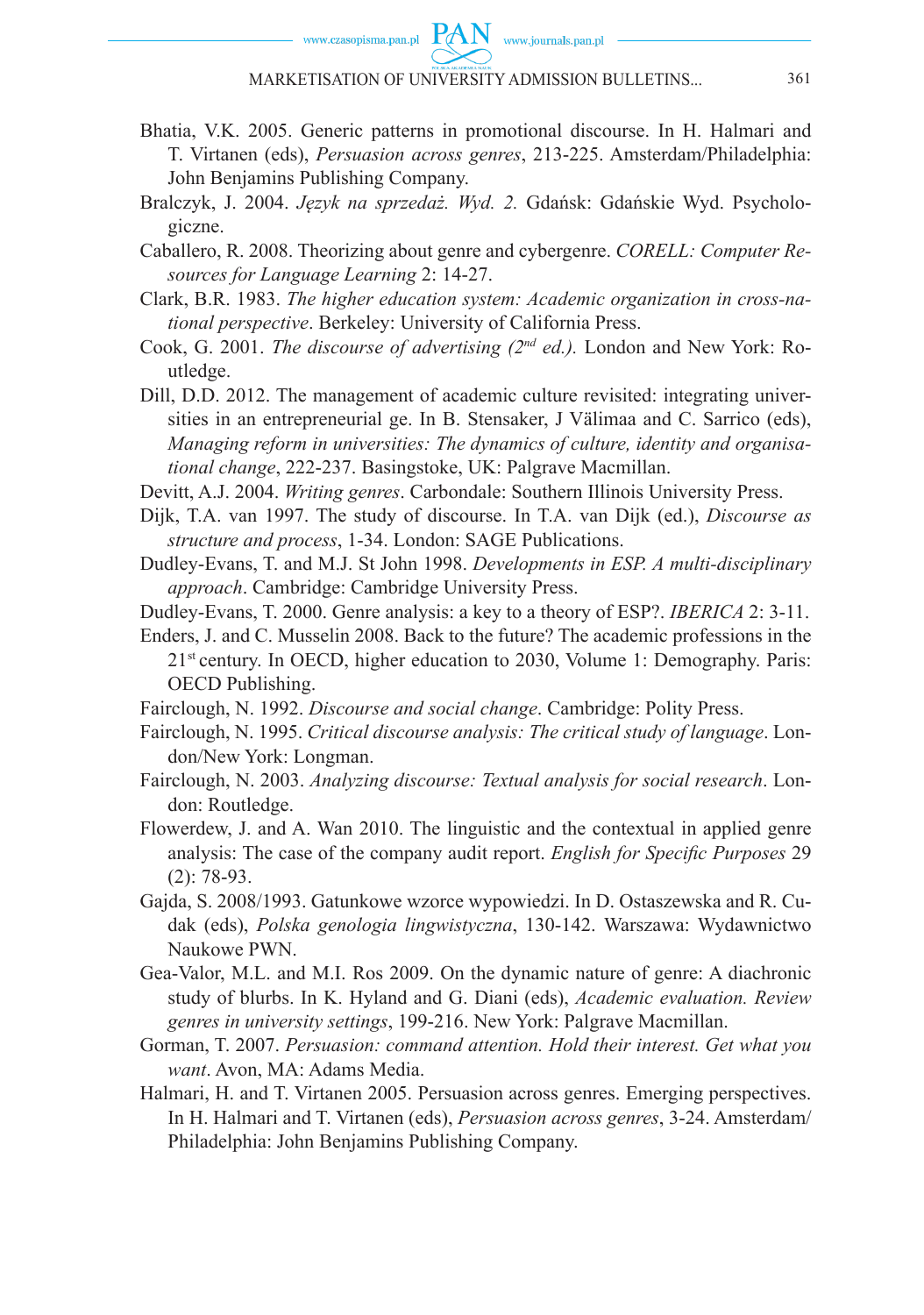Bhatia, V.K. 2005. Generic patterns in promotional discourse. In H. Halmari and T. Virtanen (eds), *Persuasion across genres*, 213-225. Amsterdam/Philadelphia: John Benjamins Publishing Company.

Bralczyk, J. 2004. *Język na sprzedaż. Wyd. 2.* Gdańsk: Gdańskie Wyd. Psychologiczne.

Caballero, R. 2008. Theorizing about genre and cybergenre. *CORELL: Computer Resources for Language Learning* 2: 14-27.

Clark, B.R. 1983. *The higher education system: Academic organization in cross-national perspective*. Berkeley: University of California Press.

Cook, G. 2001. *The discourse of advertising (2nd ed.).* London and New York: Routledge.

Dill, D.D. 2012. The management of academic culture revisited: integrating universities in an entrepreneurial ge. In B. Stensaker, J Välimaa and C. Sarrico (eds), *Managing reform in universities: The dynamics of culture, identity and organisational change*, 222-237. Basingstoke, UK: Palgrave Macmillan.

Devitt, A.J. 2004. *Writing genres*. Carbondale: Southern Illinois University Press.

Dijk, T.A. van 1997. The study of discourse. In T.A. van Dijk (ed.), *Discourse as structure and process*, 1-34. London: SAGE Publications.

Dudley-Evans, T. and M.J. St John 1998. *Developments in ESP. A multi-disciplinary approach*. Cambridge: Cambridge University Press.

Dudley-Evans, T. 2000. Genre analysis: a key to a theory of ESP?. *IBERICA* 2: 3-11.

Enders, J. and C. Musselin 2008. Back to the future? The academic professions in the 21st century. In OECD, higher education to 2030, Volume 1: Demography. Paris: OECD Publishing.

Fairclough, N. 1992. *Discourse and social change*. Cambridge: Polity Press.

Fairclough, N. 1995. *Critical discourse analysis: The critical study of language*. London/New York: Longman.

Fairclough, N. 2003. *Analyzing discourse: Textual analysis for social research*. London: Routledge.

Flowerdew, J. and A. Wan 2010. The linguistic and the contextual in applied genre analysis: The case of the company audit report. *English for Specific Purposes* 29 (2): 78-93.

Gajda, S. 2008/1993. Gatunkowe wzorce wypowiedzi. In D. Ostaszewska and R. Cudak (eds), *Polska genologia lingwistyczna*, 130-142. Warszawa: Wydawnictwo Naukowe PWN.

Gea-Valor, M.L. and M.I. Ros 2009. On the dynamic nature of genre: A diachronic study of blurbs. In K. Hyland and G. Diani (eds), *Academic evaluation. Review genres in university settings*, 199-216. New York: Palgrave Macmillan.

Gorman, T. 2007. *Persuasion: command attention. Hold their interest. Get what you want*. Avon, MA: Adams Media.

Halmari, H. and T. Virtanen 2005. Persuasion across genres. Emerging perspectives. In H. Halmari and T. Virtanen (eds), *Persuasion across genres*, 3-24. Amsterdam/Philadelphia: John Benjamins Publishing Company.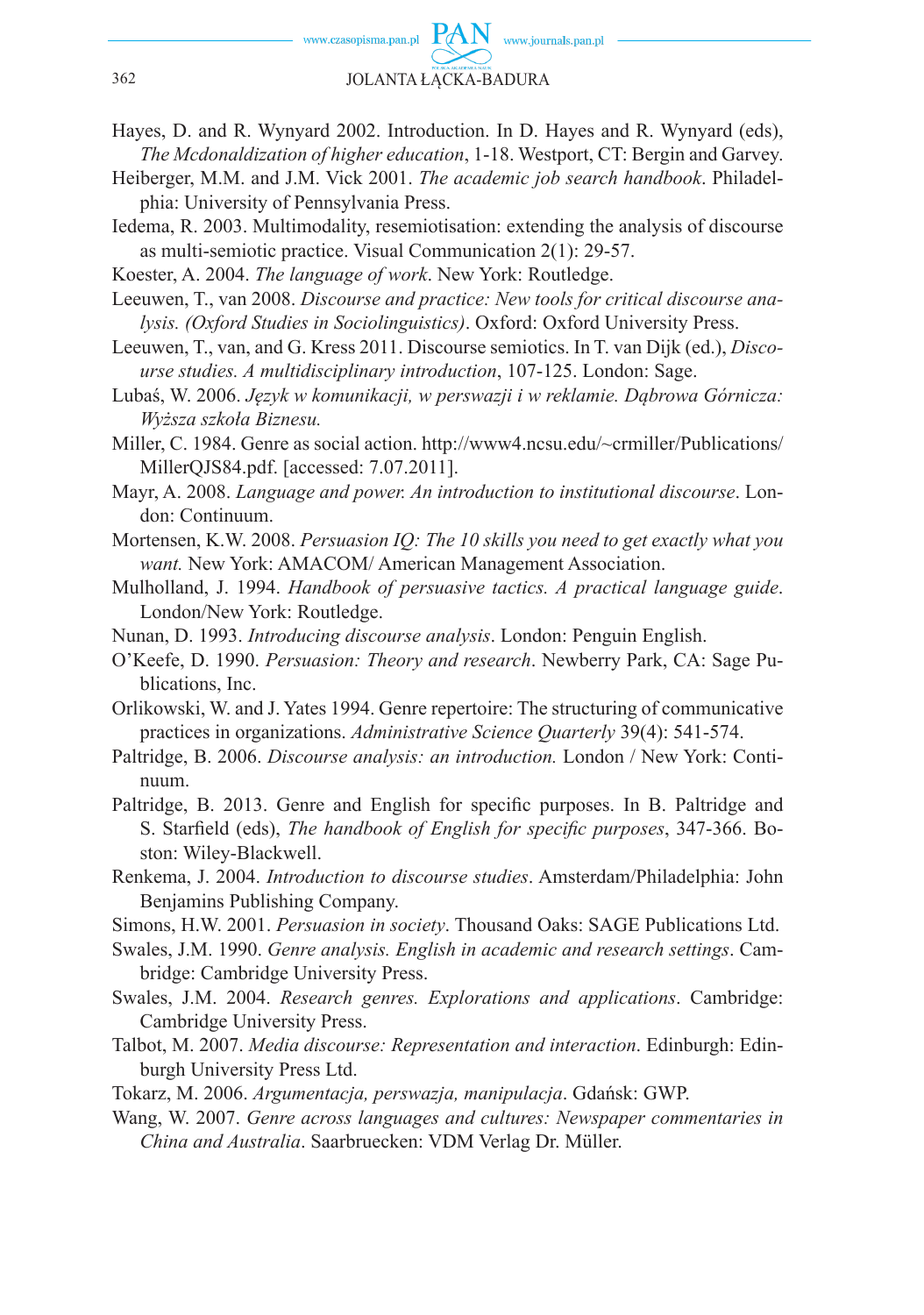Hayes, D. and R. Wynyard 2002. Introduction. In D. Hayes and R. Wynyard (eds), *The Mcdonaldization of higher education*, 1-18. Westport, CT: Bergin and Garvey.

Heiberger, M.M. and J.M. Vick 2001. *The academic job search handbook*. Philadelphia: University of Pennsylvania Press.

Iedema, R. 2003. Multimodality, resemiotisation: extending the analysis of discourse as multi-semiotic practice. Visual Communication 2(1): 29-57.

Koester, A. 2004. *The language of work*. New York: Routledge.

Leeuwen, T., van 2008. *Discourse and practice: New tools for critical discourse analysis. (Oxford Studies in Sociolinguistics)*. Oxford: Oxford University Press.

Leeuwen, T., van, and G. Kress 2011. Discourse semiotics. In T. van Dijk (ed.), *Discourse studies. A multidisciplinary introduction*, 107-125. London: Sage.

Lubaś, W. 2006. *Język w komunikacji, w perswazji i w reklamie. Dąbrowa Górnicza: Wyższa szkoła Biznesu.*

Miller, C. 1984. Genre as social action. http://www4.ncsu.edu/~crmiller/Publications/MillerQJS84.pdf. [accessed: 7.07.2011].

Mayr, A. 2008. *Language and power. An introduction to institutional discourse*. London: Continuum.

Mortensen, K.W. 2008. *Persuasion IQ: The 10 skills you need to get exactly what you want.* New York: AMACOM/ American Management Association.

Mulholland, J. 1994. *Handbook of persuasive tactics. A practical language guide*. London/New York: Routledge.

Nunan, D. 1993. *Introducing discourse analysis*. London: Penguin English.

O'Keefe, D. 1990. *Persuasion: Theory and research*. Newberry Park, CA: Sage Publications, Inc.

Orlikowski, W. and J. Yates 1994. Genre repertoire: The structuring of communicative practices in organizations. *Administrative Science Quarterly* 39(4): 541-574.

Paltridge, B. 2006. *Discourse analysis: an introduction.* London / New York: Continuum.

Paltridge, B. 2013. Genre and English for specific purposes. In B. Paltridge and S. Starfield (eds), *The handbook of English for specific purposes*, 347-366. Boston: Wiley-Blackwell.

Renkema, J. 2004. *Introduction to discourse studies*. Amsterdam/Philadelphia: John Benjamins Publishing Company.

Simons, H.W. 2001. *Persuasion in society*. Thousand Oaks: SAGE Publications Ltd.

Swales, J.M. 1990. *Genre analysis. English in academic and research settings*. Cambridge: Cambridge University Press.

Swales, J.M. 2004. *Research genres. Explorations and applications*. Cambridge: Cambridge University Press.

Talbot, M. 2007. *Media discourse: Representation and interaction*. Edinburgh: Edinburgh University Press Ltd.

Tokarz, M. 2006. *Argumentacja, perswazja, manipulacja*. Gdańsk: GWP.

Wang, W. 2007. *Genre across languages and cultures: Newspaper commentaries in China and Australia*. Saarbruecken: VDM Verlag Dr. Müller.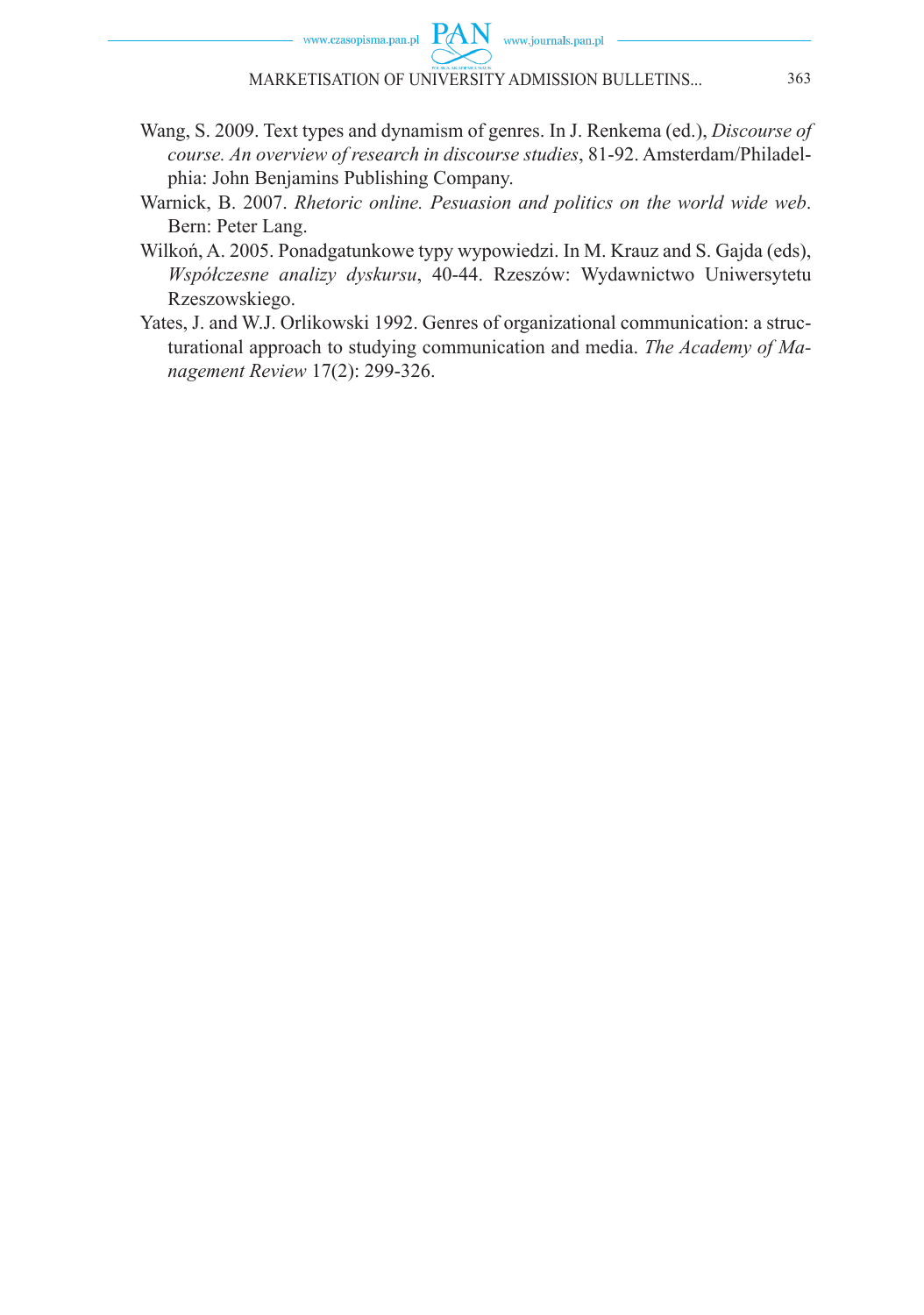Wang, S. 2009. Text types and dynamism of genres. In J. Renkema (ed.), *Discourse of course. An overview of research in discourse studies*, 81-92. Amsterdam/Philadelphia: John Benjamins Publishing Company.

Warnick, B. 2007. *Rhetoric online. Pesuasion and politics on the world wide web*. Bern: Peter Lang.

Wilkoń, A. 2005. Ponadgatunkowe typy wypowiedzi. In M. Krauz and S. Gajda (eds), *Współczesne analizy dyskursu*, 40-44. Rzeszów: Wydawnictwo Uniwersytetu Rzeszowskiego.

Yates, J. and W.J. Orlikowski 1992. Genres of organizational communication: a structurational approach to studying communication and media. *The Academy of Management Review* 17(2): 299-326.